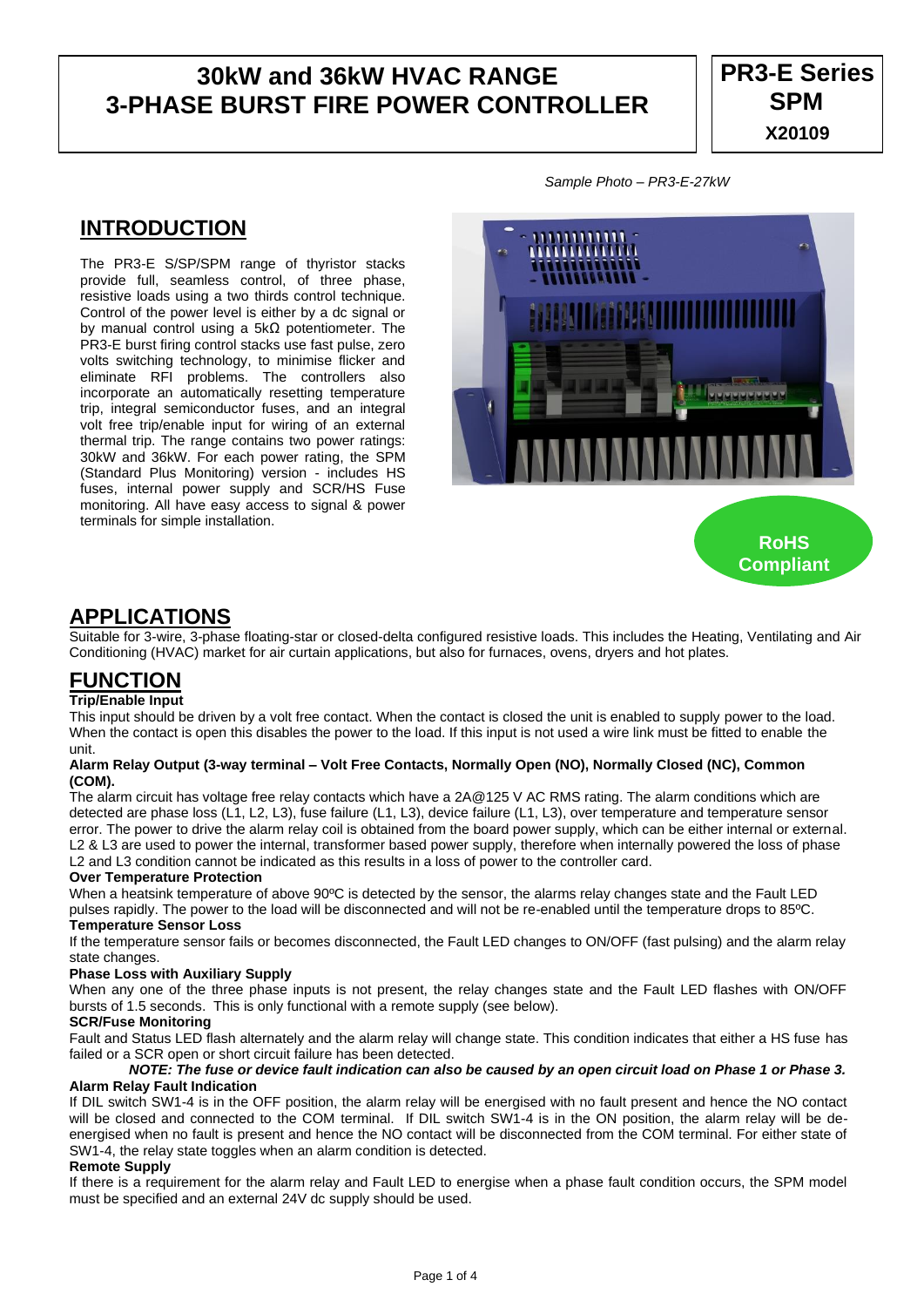# 30kW and 36kW HVAC RANGE 3-PHASE BURST FIRE POWER CONTROLLER

**PR3-E Series SPM**

**X20109**

*Sample Photo – PR3-E-27kW*

## INTRODUCTION

The PR3-E S/SP/SPM range of thyristor stacks provide full, seamless control, of three phase, resistive loads using a two thirds control technique. Control of the power level is either by a dc signal or by manual control using a 5kΩ potentiometer. The PR3-E burst firing control stacks use fast pulse, zero volts switching technology, to minimise flicker and eliminate RFI problems. The controllers also incorporate an automatically resetting temperature trip, integral semiconductor fuses, and an integral volt free trip/enable input for wiring of an external thermal trip. The range contains two power ratings: 30kW and 36kW. For each power rating, the SPM (Standard Plus Monitoring) version - includes HS fuses, internal power supply and SCR/HS Fuse monitoring. All have easy access to signal & power terminals for simple installation.

**RoHS Compliant**

## APPLICATIONS

Suitable for 3-wire, 3-phase floating-star or closed-delta configured resistive loads. This includes the Heating, Ventilating and Air Conditioning (HVAC) market for air curtain applications, but also for furnaces, ovens, dryers and hot plates.

## FUNCTION

**Trip/Enable Input**

This input should be driven by a volt free contact. When the contact is closed the unit is enabled to supply power to the load. When the contact is open this disables the power to the load. If this input is not used a wire link must be fitted to enable the unit.

**Alarm Relay Output (3-way terminal – Volt Free Contacts, Normally Open (NO), Normally Closed (NC), Common (COM).**

The alarm circuit has voltage free relay contacts which have a 2A@125 V AC RMS rating. The alarm conditions which are detected are phase loss (L1, L2, L3), fuse failure (L1, L3), device failure (L1, L3), over temperature and temperature sensor error. The power to drive the alarm relay coil is obtained from the board power supply, which can be either internal or external. L2 & L3 are used to power the internal, transformer based power supply, therefore when internally powered the loss of phase L2 and L3 condition cannot be indicated as this results in a loss of power to the controller card.

**Over Temperature Protection**

When a heatsink temperature of above 90ºC is detected by the sensor, the alarms relay changes state and the Fault LED pulses rapidly. The power to the load will be disconnected and will not be re-enabled until the temperature drops to 85ºC.

**Temperature Sensor Loss**

If the temperature sensor fails or becomes disconnected, the Fault LED changes to ON/OFF (fast pulsing) and the alarm relay state changes.

**Phase Loss with Auxiliary Supply**

When any one of the three phase inputs is not present, the relay changes state and the Fault LED flashes with ON/OFF bursts of 1.5 seconds. This is only functional with a remote supply (see below).

**SCR/Fuse Monitoring**

Fault and Status LED flash alternately and the alarm relay will change state. This condition indicates that either a HS fuse has failed or a SCR open or short circuit failure has been detected.

***NOTE: The fuse or device fault indication can also be caused by an open circuit load on Phase 1 or Phase 3.***

**Alarm Relay Fault Indication**

If DIL switch SW1-4 is in the OFF position, the alarm relay will be energised with no fault present and hence the NO contact will be closed and connected to the COM terminal. If DIL switch SW1-4 is in the ON position, the alarm relay will be de-energised when no fault is present and hence the NO contact will be disconnected from the COM terminal. For either state of SW1-4, the relay state toggles when an alarm condition is detected.

**Remote Supply**

If there is a requirement for the alarm relay and Fault LED to energise when a phase fault condition occurs, the SPM model must be specified and an external 24V dc supply should be used.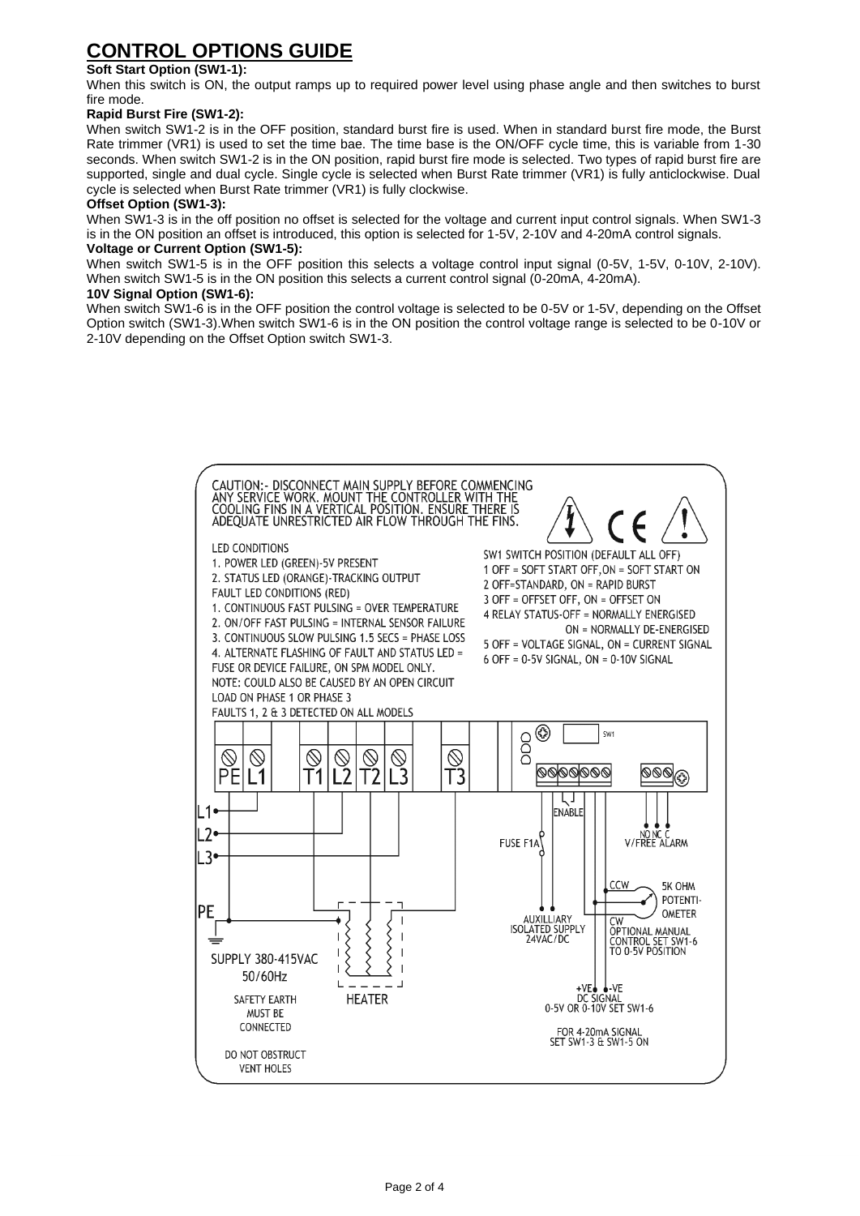# CONTROL OPTIONS GUIDE

**Soft Start Option (SW1-1):**

When this switch is ON, the output ramps up to required power level using phase angle and then switches to burst fire mode.

**Rapid Burst Fire (SW1-2):**

When switch SW1-2 is in the OFF position, standard burst fire is used. When in standard burst fire mode, the Burst Rate trimmer (VR1) is used to set the time bae. The time base is the ON/OFF cycle time, this is variable from 1-30 seconds. When switch SW1-2 is in the ON position, rapid burst fire mode is selected. Two types of rapid burst fire are supported, single and dual cycle. Single cycle is selected when Burst Rate trimmer (VR1) is fully anticlockwise. Dual cycle is selected when Burst Rate trimmer (VR1) is fully clockwise.

**Offset Option (SW1-3):**

When SW1-3 is in the off position no offset is selected for the voltage and current input control signals. When SW1-3 is in the ON position an offset is introduced, this option is selected for 1-5V, 2-10V and 4-20mA control signals.

**Voltage or Current Option (SW1-5):**

When switch SW1-5 is in the OFF position this selects a voltage control input signal (0-5V, 1-5V, 0-10V, 2-10V). When switch SW1-5 is in the ON position this selects a current control signal (0-20mA, 4-20mA).

**10V Signal Option (SW1-6):**

When switch SW1-6 is in the OFF position the control voltage is selected to be 0-5V or 1-5V, depending on the Offset Option switch (SW1-3).When switch SW1-6 is in the ON position the control voltage range is selected to be 0-10V or 2-10V depending on the Offset Option switch SW1-3.

CAUTION:- DISCONNECT MAIN SUPPLY BEFORE COMMENCING ANY SERVICE WORK. MOUNT THE CONTROLLER WITH THE COOLING FINS IN A VERTICAL POSITION. ENSURE THERE IS ADEQUATE UNRESTRICTED AIR FLOW THROUGH THE FINS.

LED CONDITIONS
1. POWER LED (GREEN)-5V PRESENT
2. STATUS LED (ORANGE)-TRACKING OUTPUT

FAULT LED CONDITIONS (RED)
1. CONTINUOUS FAST PULSING = OVER TEMPERATURE
2. ON/OFF FAST PULSING = INTERNAL SENSOR FAILURE
3. CONTINUOUS SLOW PULSING 1.5 SECS = PHASE LOSS
4. ALTERNATE FLASHING OF FAULT AND STATUS LED = FUSE OR DEVICE FAILURE, ON SPM MODEL ONLY.

NOTE: COULD ALSO BE CAUSED BY AN OPEN CIRCUIT LOAD ON PHASE 1 OR PHASE 3

FAULTS 1, 2 & 3 DETECTED ON ALL MODELS

SW1 SWITCH POSITION (DEFAULT ALL OFF)
1 OFF = SOFT START OFF,ON = SOFT START ON
2 OFF=STANDARD, ON = RAPID BURST
3 OFF = OFFSET OFF, ON = OFFSET ON
4 RELAY STATUS-OFF = NORMALLY ENERGISED
ON = NORMALLY DE-ENERGISED
5 OFF = VOLTAGE SIGNAL, ON = CURRENT SIGNAL
6 OFF = 0-5V SIGNAL, ON = 0-10V SIGNAL

PE L1 T1 L2 T2 L3 T3 SW1

L1 L2 L3 PE

SUPPLY 380-415VAC 50/60Hz

SAFETY EARTH MUST BE CONNECTED

DO NOT OBSTRUCT VENT HOLES

HEATER

ENABLE

FUSE F1A

NO NC C V/FREE ALARM

CCW 5K OHM POTENTIOMETER

AUXILLIARY ISOLATED SUPPLY 24VAC/DC

CW OPTIONAL MANUAL CONTROL SET SW1-6 TO 0-5V POSITION

+VE -VE DC SIGNAL 0-5V OR 0-10V SET SW1-6

FOR 4-20mA SIGNAL SET SW1-3 & SW1-5 ON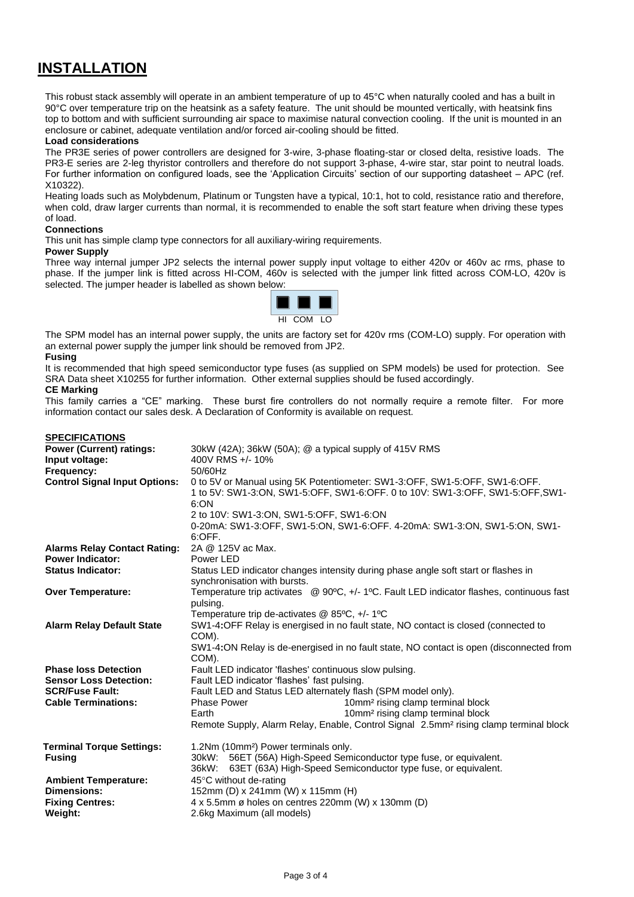# INSTALLATION

This robust stack assembly will operate in an ambient temperature of up to 45°C when naturally cooled and has a built in 90°C over temperature trip on the heatsink as a safety feature. The unit should be mounted vertically, with heatsink fins top to bottom and with sufficient surrounding air space to maximise natural convection cooling. If the unit is mounted in an enclosure or cabinet, adequate ventilation and/or forced air-cooling should be fitted.

**Load considerations**

The PR3E series of power controllers are designed for 3-wire, 3-phase floating-star or closed delta, resistive loads. The PR3-E series are 2-leg thyristor controllers and therefore do not support 3-phase, 4-wire star, star point to neutral loads. For further information on configured loads, see the 'Application Circuits' section of our supporting datasheet – APC (ref. X10322).

Heating loads such as Molybdenum, Platinum or Tungsten have a typical, 10:1, hot to cold, resistance ratio and therefore, when cold, draw larger currents than normal, it is recommended to enable the soft start feature when driving these types of load.

**Connections**

This unit has simple clamp type connectors for all auxiliary-wiring requirements.

**Power Supply**

Three way internal jumper JP2 selects the internal power supply input voltage to either 420v or 460v ac rms, phase to phase. If the jumper link is fitted across HI-COM, 460v is selected with the jumper link fitted across COM-LO, 420v is selected. The jumper header is labelled as shown below:

HI COM LO

The SPM model has an internal power supply, the units are factory set for 420v rms (COM-LO) supply. For operation with an external power supply the jumper link should be removed from JP2.

**Fusing**

It is recommended that high speed semiconductor type fuses (as supplied on SPM models) be used for protection. See SRA Data sheet X10255 for further information. Other external supplies should be fused accordingly.

**CE Marking**

This family carries a "CE" marking. These burst fire controllers do not normally require a remote filter. For more information contact our sales desk. A Declaration of Conformity is available on request.

## SPECIFICATIONS

| | |
|---|---|
| **Power (Current) ratings:** | 30kW (42A); 36kW (50A); @ a typical supply of 415V RMS |
| **Input voltage:** | 400V RMS +/- 10% |
| **Frequency:** | 50/60Hz |
| **Control Signal Input Options:** | 0 to 5V or Manual using 5K Potentiometer: SW1-3:OFF, SW1-5:OFF, SW1-6:OFF.<br>1 to 5V: SW1-3:ON, SW1-5:OFF, SW1-6:OFF. 0 to 10V: SW1-3:OFF, SW1-5:OFF,SW1-6:ON<br>2 to 10V: SW1-3:ON, SW1-5:OFF, SW1-6:ON<br>0-20mA: SW1-3:OFF, SW1-5:ON, SW1-6:OFF. 4-20mA: SW1-3:ON, SW1-5:ON, SW1-6:OFF. |
| **Alarms Relay Contact Rating:** | 2A @ 125V ac Max. |
| **Power Indicator:** | Power LED |
| **Status Indicator:** | Status LED indicator changes intensity during phase angle soft start or flashes in synchronisation with bursts. |
| **Over Temperature:** | Temperature trip activates @ 90ºC, +/- 1ºC. Fault LED indicator flashes, continuous fast pulsing.<br>Temperature trip de-activates @ 85ºC, +/- 1ºC |
| **Alarm Relay Default State** | SW1-4:OFF Relay is energised in no fault state, NO contact is closed (connected to COM).<br>SW1-4:ON Relay is de-energised in no fault state, NO contact is open (disconnected from COM). |
| **Phase loss Detection** | Fault LED indicator 'flashes' continuous slow pulsing. |
| **Sensor Loss Detection:** | Fault LED indicator 'flashes' fast pulsing. |
| **SCR/Fuse Fault:** | Fault LED and Status LED alternately flash (SPM model only). |
| **Cable Terminations:** | Phase Power — 10mm² rising clamp terminal block<br>Earth — 10mm² rising clamp terminal block<br>Remote Supply, Alarm Relay, Enable, Control Signal 2.5mm² rising clamp terminal block |
| **Terminal Torque Settings:** | 1.2Nm (10mm²) Power terminals only. |
| **Fusing** | 30kW: 56ET (56A) High-Speed Semiconductor type fuse, or equivalent.<br>36kW: 63ET (63A) High-Speed Semiconductor type fuse, or equivalent. |
| **Ambient Temperature:** | 45°C without de-rating |
| **Dimensions:** | 152mm (D) x 241mm (W) x 115mm (H) |
| **Fixing Centres:** | 4 x 5.5mm ø holes on centres 220mm (W) x 130mm (D) |
| **Weight:** | 2.6kg Maximum (all models) |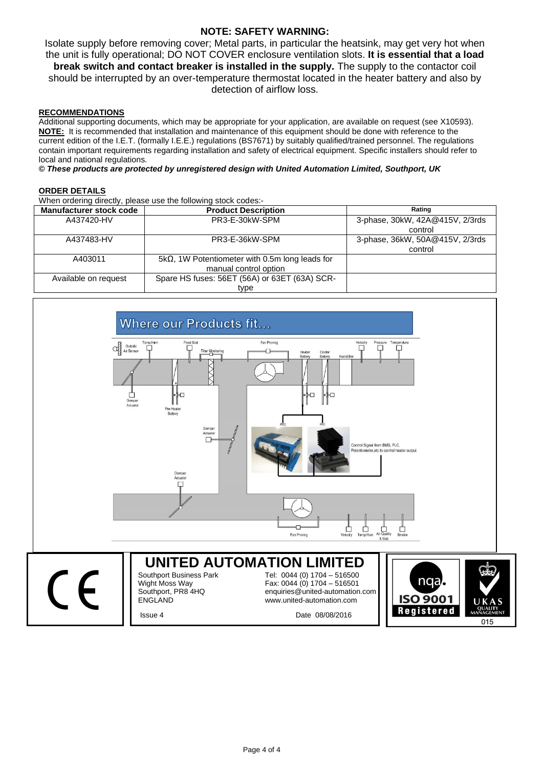## NOTE: SAFETY WARNING:

Isolate supply before removing cover; Metal parts, in particular the heatsink, may get very hot when the unit is fully operational; DO NOT COVER enclosure ventilation slots. **It is essential that a load break switch and contact breaker is installed in the supply.** The supply to the contactor coil should be interrupted by an over-temperature thermostat located in the heater battery and also by detection of airflow loss.

### RECOMMENDATIONS

Additional supporting documents, which may be appropriate for your application, are available on request (see X10593).
**NOTE:** It is recommended that installation and maintenance of this equipment should be done with reference to the current edition of the I.E.T. (formally I.E.E.) regulations (BS7671) by suitably qualified/trained personnel. The regulations contain important requirements regarding installation and safety of electrical equipment. Specific installers should refer to local and national regulations.

***© These products are protected by unregistered design with United Automation Limited, Southport, UK***

### ORDER DETAILS

When ordering directly, please use the following stock codes:-

| Manufacturer stock code | Product Description | Rating |
|---|---|---|
| A437420-HV | PR3-E-30kW-SPM | 3-phase, 30kW, 42A@415V, 2/3rds control |
| A437483-HV | PR3-E-36kW-SPM | 3-phase, 36kW, 50A@415V, 2/3rds control |
| A403011 | 5kΩ, 1W Potentiometer with 0.5m long leads for manual control option | |
| Available on request | Spare HS fuses: 56ET (56A) or 63ET (63A) SCR-type | |

Where our Products fit...

Outside Air Sensor
Temp/Hum
Frost Stat
Filter Monitoring
Fan Proving
Heater Battery
Cooler Battery
Humidifier
Velocity
Pressure
Temperature
Damper Actuator
Pre-Heater Battery
Damper Actuator
Damper Actuator
PR3
PR1
Control Signal from BMS, PLC, Potentiometer,etc to control heater output
Fan Proving
Velocity
Temp/Hum
Air Quality & Gas
Smoke

CE

## UNITED AUTOMATION LIMITED

Southport Business Park
Wight Moss Way
Southport, PR8 4HQ
ENGLAND

Tel: 0044 (0) 1704 – 516500
Fax: 0044 (0) 1704 – 516501
enquiries@united-automation.com
www.united-automation.com

Issue 4 Date 08/08/2016

nqa. ISO 9001 Registered
UKAS QUALITY MANAGEMENT 015